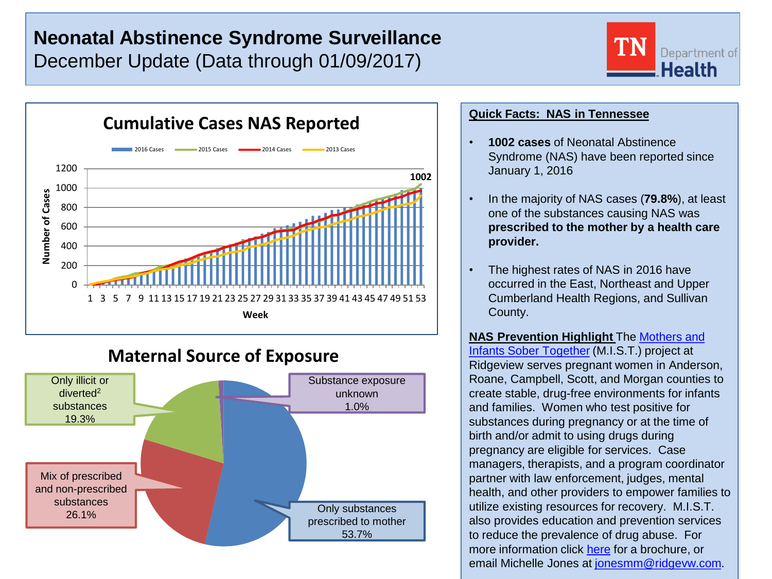# Neonatal Abstinence Syndrome Surveillance

December Update (Data through 01/09/2017)

TN Department of Health

## Cumulative Cases NAS Reported

2016 Cases | 2015 Cases | 2014 Cases | 2013 Cases

Number of Cases: 0, 200, 400, 600, 800, 1000, 1200

Week: 1 3 5 7 9 11 13 15 17 19 21 23 25 27 29 31 33 35 37 39 41 43 45 47 49 51 53

1002

## Maternal Source of Exposure

- Only illicit or diverted[2] substances 19.3%
- Substance exposure unknown 1.0%
- Mix of prescribed and non-prescribed substances 26.1%
- Only substances prescribed to mother 53.7%

## Quick Facts: NAS in Tennessee

- **1002 cases** of Neonatal Abstinence Syndrome (NAS) have been reported since January 1, 2016
- In the majority of NAS cases (**79.8%**), at least one of the substances causing NAS was **prescribed to the mother by a health care provider.**
- The highest rates of NAS in 2016 have occurred in the East, Northeast and Upper Cumberland Health Regions, and Sullivan County.

**NAS Prevention Highlight** The Mothers and Infants Sober Together (M.I.S.T.) project at Ridgeview serves pregnant women in Anderson, Roane, Campbell, Scott, and Morgan counties to create stable, drug-free environments for infants and families. Women who test positive for substances during pregnancy or at the time of birth and/or admit to using drugs during pregnancy are eligible for services. Case managers, therapists, and a program coordinator partner with law enforcement, judges, mental health, and other providers to empower families to utilize existing resources for recovery. M.I.S.T. also provides education and prevention services to reduce the prevalence of drug abuse. For more information click here for a brochure, or email Michelle Jones at jonesmm@ridgevw.com.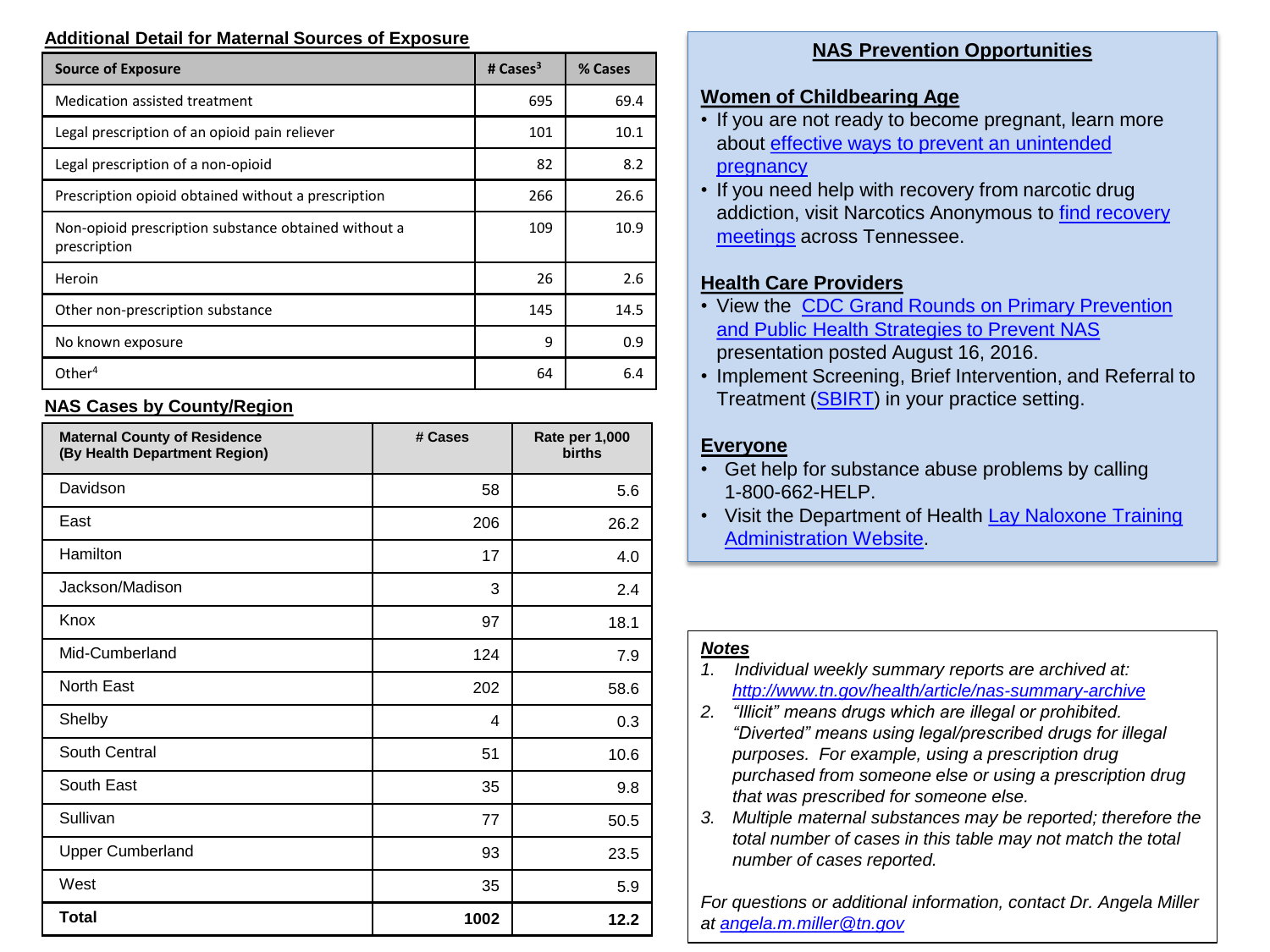## Additional Detail for Maternal Sources of Exposure

| Source of Exposure | # Cases[3] | % Cases |
|---|---|---|
| Medication assisted treatment | 695 | 69.4 |
| Legal prescription of an opioid pain reliever | 101 | 10.1 |
| Legal prescription of a non-opioid | 82 | 8.2 |
| Prescription opioid obtained without a prescription | 266 | 26.6 |
| Non-opioid prescription substance obtained without a prescription | 109 | 10.9 |
| Heroin | 26 | 2.6 |
| Other non-prescription substance | 145 | 14.5 |
| No known exposure | 9 | 0.9 |
| Other[4] | 64 | 6.4 |

## NAS Cases by County/Region

| Maternal County of Residence (By Health Department Region) | # Cases | Rate per 1,000 births |
|---|---|---|
| Davidson | 58 | 5.6 |
| East | 206 | 26.2 |
| Hamilton | 17 | 4.0 |
| Jackson/Madison | 3 | 2.4 |
| Knox | 97 | 18.1 |
| Mid-Cumberland | 124 | 7.9 |
| North East | 202 | 58.6 |
| Shelby | 4 | 0.3 |
| South Central | 51 | 10.6 |
| South East | 35 | 9.8 |
| Sullivan | 77 | 50.5 |
| Upper Cumberland | 93 | 23.5 |
| West | 35 | 5.9 |
| **Total** | **1002** | **12.2** |

## NAS Prevention Opportunities

### Women of Childbearing Age

- If you are not ready to become pregnant, learn more about effective ways to prevent an unintended pregnancy
- If you need help with recovery from narcotic drug addiction, visit Narcotics Anonymous to find recovery meetings across Tennessee.

### Health Care Providers

- View the CDC Grand Rounds on Primary Prevention and Public Health Strategies to Prevent NAS presentation posted August 16, 2016.
- Implement Screening, Brief Intervention, and Referral to Treatment (SBIRT) in your practice setting.

### Everyone

- Get help for substance abuse problems by calling 1-800-662-HELP.
- Visit the Department of Health Lay Naloxone Training Administration Website.

***Notes***

1. *Individual weekly summary reports are archived at: http://www.tn.gov/health/article/nas-summary-archive*
2. *"Illicit" means drugs which are illegal or prohibited. "Diverted" means using legal/prescribed drugs for illegal purposes. For example, using a prescription drug purchased from someone else or using a prescription drug that was prescribed for someone else.*
3. *Multiple maternal substances may be reported; therefore the total number of cases in this table may not match the total number of cases reported.*

*For questions or additional information, contact Dr. Angela Miller at angela.m.miller@tn.gov*